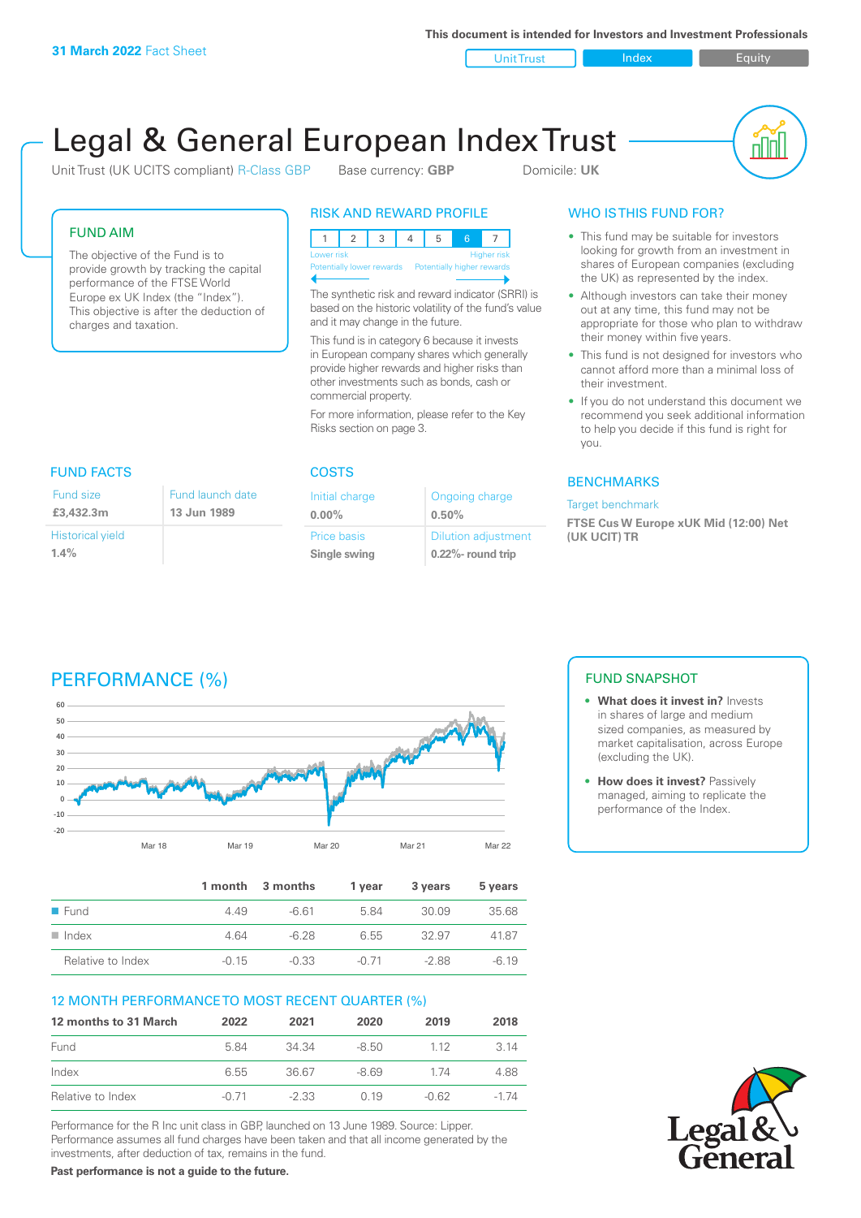31 March 2022 Fact Sheet

This document is intended for Investors and Investment Professionals

Unit Trust | Index | Equity

# Legal & General European Index Trust

Unit Trust (UK UCITS compliant) R-Class GBP    Base currency: **GBP**    Domicile: **UK**

## FUND AIM

The objective of the Fund is to provide growth by tracking the capital performance of the FTSE World Europe ex UK Index (the "Index"). This objective is after the deduction of charges and taxation.

## RISK AND REWARD PROFILE

| 1 | 2 | 3 | 4 | 5 | 6 | 7 |
|---|---|---|---|---|---|---|

Lower risk — Higher risk
Potentially lower rewards — Potentially higher rewards

The synthetic risk and reward indicator (SRRI) is based on the historic volatility of the fund's value and it may change in the future.

This fund is in category 6 because it invests in European company shares which generally provide higher rewards and higher risks than other investments such as bonds, cash or commercial property.

For more information, please refer to the Key Risks section on page 3.

## WHO IS THIS FUND FOR?

- This fund may be suitable for investors looking for growth from an investment in shares of European companies (excluding the UK) as represented by the index.
- Although investors can take their money out at any time, this fund may not be appropriate for those who plan to withdraw their money within five years.
- This fund is not designed for investors who cannot afford more than a minimal loss of their investment.
- If you do not understand this document we recommend you seek additional information to help you decide if this fund is right for you.

## FUND FACTS

| Fund size | Fund launch date |
|---|---|
| **£3,432.3m** | **13 Jun 1989** |
| Historical yield | |
| **1.4%** | |

## COSTS

| Initial charge | Ongoing charge |
|---|---|
| **0.00%** | **0.50%** |
| Price basis | Dilution adjustment |
| **Single swing** | **0.22%- round trip** |

## BENCHMARKS

Target benchmark

**FTSE Cus W Europe xUK Mid (12:00) Net (UK UCIT) TR**

## PERFORMANCE (%)

| | 1 month | 3 months | 1 year | 3 years | 5 years |
|---|---|---|---|---|---|
| Fund | 4.49 | -6.61 | 5.84 | 30.09 | 35.68 |
| Index | 4.64 | -6.28 | 6.55 | 32.97 | 41.87 |
| Relative to Index | -0.15 | -0.33 | -0.71 | -2.88 | -6.19 |

## 12 MONTH PERFORMANCE TO MOST RECENT QUARTER (%)

| 12 months to 31 March | 2022 | 2021 | 2020 | 2019 | 2018 |
|---|---|---|---|---|---|
| Fund | 5.84 | 34.34 | -8.50 | 1.12 | 3.14 |
| Index | 6.55 | 36.67 | -8.69 | 1.74 | 4.88 |
| Relative to Index | -0.71 | -2.33 | 0.19 | -0.62 | -1.74 |

Performance for the R Inc unit class in GBP, launched on 13 June 1989. Source: Lipper. Performance assumes all fund charges have been taken and that all income generated by the investments, after deduction of tax, remains in the fund.

**Past performance is not a guide to the future.**

## FUND SNAPSHOT

- **What does it invest in?** Invests in shares of large and medium sized companies, as measured by market capitalisation, across Europe (excluding the UK).
- **How does it invest?** Passively managed, aiming to replicate the performance of the Index.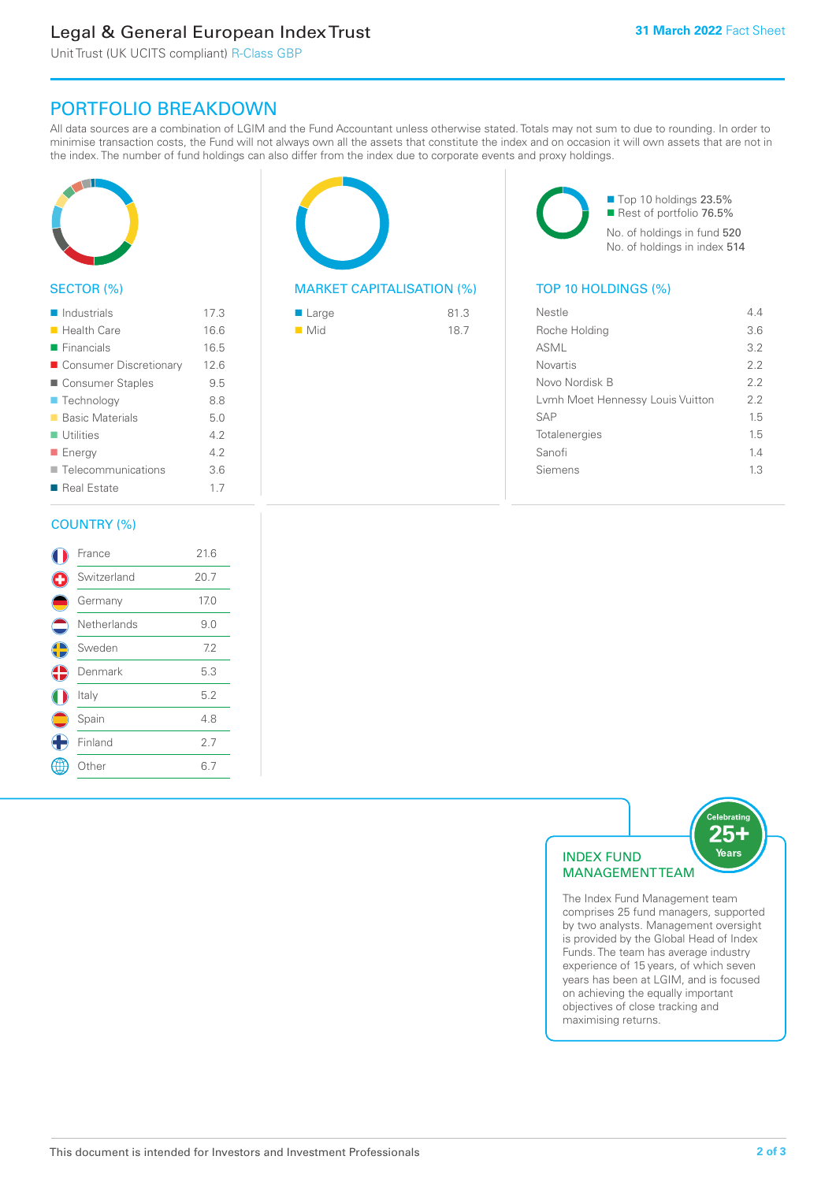Legal & General European Index Trust

Unit Trust (UK UCITS compliant) R-Class GBP

31 March 2022 Fact Sheet

## PORTFOLIO BREAKDOWN

All data sources are a combination of LGIM and the Fund Accountant unless otherwise stated. Totals may not sum to due to rounding. In order to minimise transaction costs, the Fund will not always own all the assets that constitute the index and on occasion it will own assets that are not in the index. The number of fund holdings can also differ from the index due to corporate events and proxy holdings.

### SECTOR (%)

| Sector | % |
|---|---|
| Industrials | 17.3 |
| Health Care | 16.6 |
| Financials | 16.5 |
| Consumer Discretionary | 12.6 |
| Consumer Staples | 9.5 |
| Technology | 8.8 |
| Basic Materials | 5.0 |
| Utilities | 4.2 |
| Energy | 4.2 |
| Telecommunications | 3.6 |
| Real Estate | 1.7 |

### MARKET CAPITALISATION (%)

| Market Cap | % |
|---|---|
| Large | 81.3 |
| Mid | 18.7 |

Top 10 holdings 23.5%
Rest of portfolio 76.5%

No. of holdings in fund 520
No. of holdings in index 514

### TOP 10 HOLDINGS (%)

| Holding | % |
|---|---|
| Nestle | 4.4 |
| Roche Holding | 3.6 |
| ASML | 3.2 |
| Novartis | 2.2 |
| Novo Nordisk B | 2.2 |
| Lvmh Moet Hennessy Louis Vuitton | 2.2 |
| SAP | 1.5 |
| Totalenergies | 1.5 |
| Sanofi | 1.4 |
| Siemens | 1.3 |

### COUNTRY (%)

| Country | % |
|---|---|
| France | 21.6 |
| Switzerland | 20.7 |
| Germany | 17.0 |
| Netherlands | 9.0 |
| Sweden | 7.2 |
| Denmark | 5.3 |
| Italy | 5.2 |
| Spain | 4.8 |
| Finland | 2.7 |
| Other | 6.7 |

### INDEX FUND MANAGEMENT TEAM

Celebrating 25+ Years

The Index Fund Management team comprises 25 fund managers, supported by two analysts. Management oversight is provided by the Global Head of Index Funds. The team has average industry experience of 15 years, of which seven years has been at LGIM, and is focused on achieving the equally important objectives of close tracking and maximising returns.

This document is intended for Investors and Investment Professionals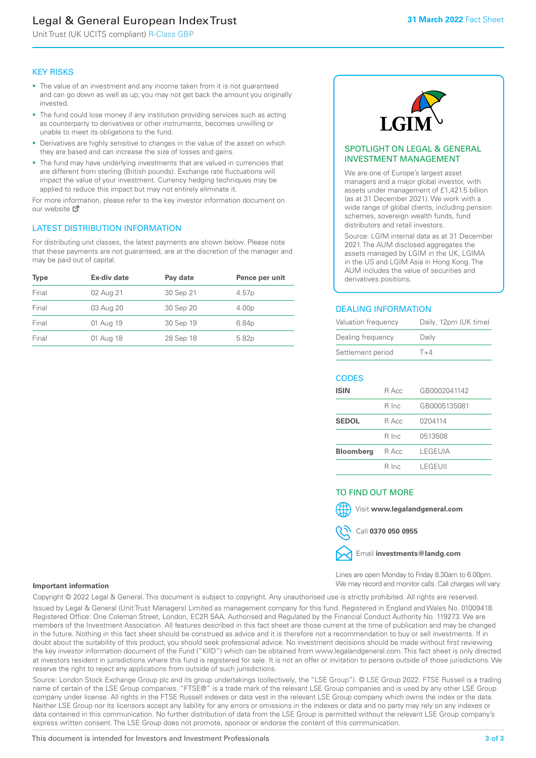# Legal & General European Index Trust

Unit Trust (UK UCITS compliant) R-Class GBP

31 March 2022 Fact Sheet

## KEY RISKS

- The value of an investment and any income taken from it is not guaranteed and can go down as well as up; you may not get back the amount you originally invested.
- The fund could lose money if any institution providing services such as acting as counterparty to derivatives or other instruments, becomes unwilling or unable to meet its obligations to the fund.
- Derivatives are highly sensitive to changes in the value of the asset on which they are based and can increase the size of losses and gains.
- The fund may have underlying investments that are valued in currencies that are different from sterling (British pounds). Exchange rate fluctuations will impact the value of your investment. Currency hedging techniques may be applied to reduce this impact but may not entirely eliminate it.

For more information, please refer to the key investor information document on our website

## LATEST DISTRIBUTION INFORMATION

For distributing unit classes, the latest payments are shown below. Please note that these payments are not guaranteed, are at the discretion of the manager and may be paid out of capital.

| Type | Ex-div date | Pay date | Pence per unit |
|---|---|---|---|
| Final | 02 Aug 21 | 30 Sep 21 | 4.57p |
| Final | 03 Aug 20 | 30 Sep 20 | 4.00p |
| Final | 01 Aug 19 | 30 Sep 19 | 6.84p |
| Final | 01 Aug 18 | 28 Sep 18 | 5.82p |

## SPOTLIGHT ON LEGAL & GENERAL INVESTMENT MANAGEMENT

We are one of Europe's largest asset managers and a major global investor, with assets under management of £1,421.5 billion (as at 31 December 2021). We work with a wide range of global clients, including pension schemes, sovereign wealth funds, fund distributors and retail investors.

Source: LGIM internal data as at 31 December 2021. The AUM disclosed aggregates the assets managed by LGIM in the UK, LGIMA in the US and LGIM Asia in Hong Kong. The AUM includes the value of securities and derivatives positions.

## DEALING INFORMATION

| | |
|---|---|
| Valuation frequency | Daily, 12pm (UK time) |
| Dealing frequency | Daily |
| Settlement period | T+4 |

## CODES

| | | |
|---|---|---|
| **ISIN** | R Acc | GB0002041142 |
| | R Inc | GB0005135081 |
| **SEDOL** | R Acc | 0204114 |
| | R Inc | 0513508 |
| **Bloomberg** | R Acc | LEGEUIA |
| | R Inc | LEGEUII |

## TO FIND OUT MORE

Visit **www.legalandgeneral.com**

Call **0370 050 0955**

Email **investments@landg.com**

Lines are open Monday to Friday 8.30am to 6.00pm. We may record and monitor calls. Call charges will vary.

**Important information**

Copyright © 2022 Legal & General. This document is subject to copyright. Any unauthorised use is strictly prohibited. All rights are reserved.

Issued by Legal & General (Unit Trust Managers) Limited as management company for this fund. Registered in England and Wales No. 01009418. Registered Office: One Coleman Street, London, EC2R 5AA. Authorised and Regulated by the Financial Conduct Authority No. 119273. We are members of the Investment Association. All features described in this fact sheet are those current at the time of publication and may be changed in the future. Nothing in this fact sheet should be construed as advice and it is therefore not a recommendation to buy or sell investments. If in doubt about the suitability of this product, you should seek professional advice. No investment decisions should be made without first reviewing the key investor information document of the Fund ("KIID") which can be obtained from www.legalandgeneral.com. This fact sheet is only directed at investors resident in jurisdictions where this fund is registered for sale. It is not an offer or invitation to persons outside of those jurisdictions. We reserve the right to reject any applications from outside of such jurisdictions.

Source: London Stock Exchange Group plc and its group undertakings (collectively, the "LSE Group"). © LSE Group 2022. FTSE Russell is a trading name of certain of the LSE Group companies. "FTSE®" is a trade mark of the relevant LSE Group companies and is used by any other LSE Group company under license. All rights in the FTSE Russell indexes or data vest in the relevant LSE Group company which owns the index or the data. Neither LSE Group nor its licensors accept any liability for any errors or omissions in the indexes or data and no party may rely on any indexes or data contained in this communication. No further distribution of data from the LSE Group is permitted without the relevant LSE Group company's express written consent. The LSE Group does not promote, sponsor or endorse the content of this communication.

This document is intended for Investors and Investment Professionals